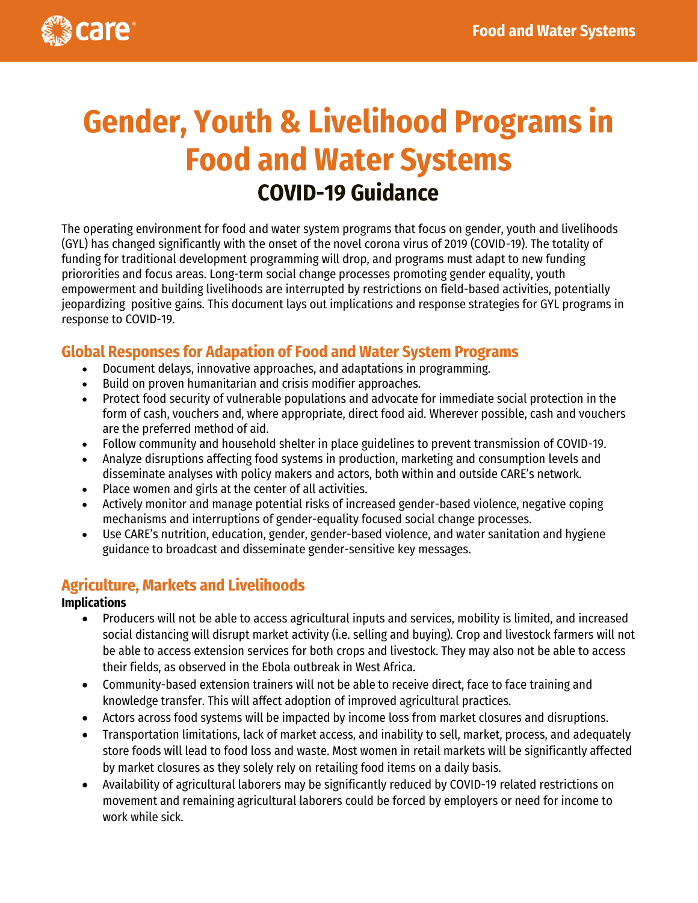# Gender, Youth & Livelihood Programs in Food and Water Systems

## COVID-19 Guidance

The operating environment for food and water system programs that focus on gender, youth and livelihoods (GYL) has changed significantly with the onset of the novel corona virus of 2019 (COVID-19). The totality of funding for traditional development programming will drop, and programs must adapt to new funding prirorities and focus areas. Long-term social change processes promoting gender equality, youth empowerment and building livelihoods are interrupted by restrictions on field-based activities, potentially jeopardizing positive gains. This document lays out implications and response strategies for GYL programs in response to COVID-19.

## Global Responses for Adapation of Food and Water System Programs

- Document delays, innovative approaches, and adaptations in programming.
- Build on proven humanitarian and crisis modifier approaches.
- Protect food security of vulnerable populations and advocate for immediate social protection in the form of cash, vouchers and, where appropriate, direct food aid. Wherever possible, cash and vouchers are the preferred method of aid.
- Follow community and household shelter in place guidelines to prevent transmission of COVID-19.
- Analyze disruptions affecting food systems in production, marketing and consumption levels and disseminate analyses with policy makers and actors, both within and outside CARE's network.
- Place women and girls at the center of all activities.
- Actively monitor and manage potential risks of increased gender-based violence, negative coping mechanisms and interruptions of gender-equality focused social change processes.
- Use CARE's nutrition, education, gender, gender-based violence, and water sanitation and hygiene guidance to broadcast and disseminate gender-sensitive key messages.

## Agriculture, Markets and Livelihoods

**Implications**

- Producers will not be able to access agricultural inputs and services, mobility is limited, and increased social distancing will disrupt market activity (i.e. selling and buying). Crop and livestock farmers will not be able to access extension services for both crops and livestock. They may also not be able to access their fields, as observed in the Ebola outbreak in West Africa.
- Community-based extension trainers will not be able to receive direct, face to face training and knowledge transfer. This will affect adoption of improved agricultural practices.
- Actors across food systems will be impacted by income loss from market closures and disruptions.
- Transportation limitations, lack of market access, and inability to sell, market, process, and adequately store foods will lead to food loss and waste. Most women in retail markets will be significantly affected by market closures as they solely rely on retailing food items on a daily basis.
- Availability of agricultural laborers may be significantly reduced by COVID-19 related restrictions on movement and remaining agricultural laborers could be forced by employers or need for income to work while sick.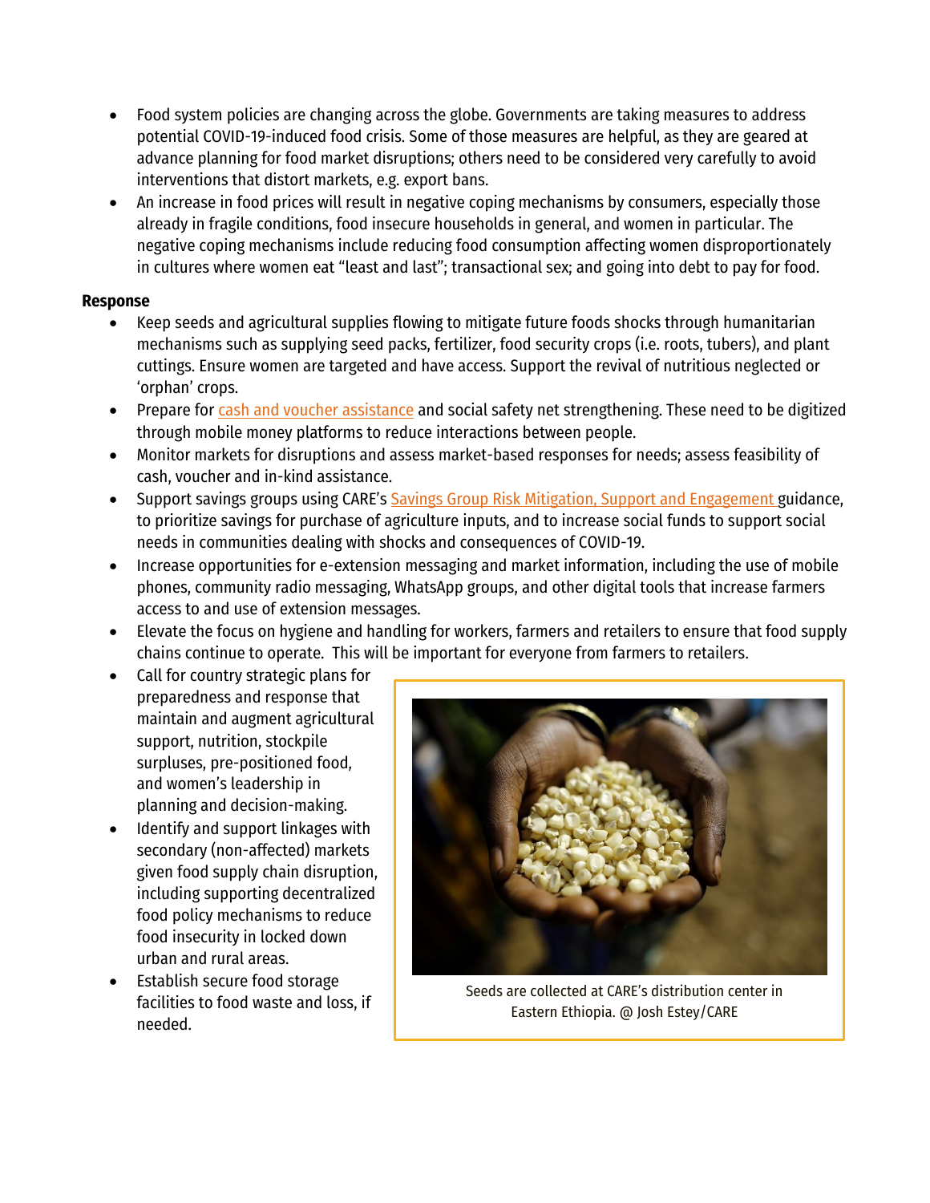- Food system policies are changing across the globe. Governments are taking measures to address potential COVID-19-induced food crisis. Some of those measures are helpful, as they are geared at advance planning for food market disruptions; others need to be considered very carefully to avoid interventions that distort markets, e.g. export bans.
- An increase in food prices will result in negative coping mechanisms by consumers, especially those already in fragile conditions, food insecure households in general, and women in particular. The negative coping mechanisms include reducing food consumption affecting women disproportionately in cultures where women eat "least and last"; transactional sex; and going into debt to pay for food.

**Response**

- Keep seeds and agricultural supplies flowing to mitigate future foods shocks through humanitarian mechanisms such as supplying seed packs, fertilizer, food security crops (i.e. roots, tubers), and plant cuttings. Ensure women are targeted and have access. Support the revival of nutritious neglected or 'orphan' crops.
- Prepare for cash and voucher assistance and social safety net strengthening. These need to be digitized through mobile money platforms to reduce interactions between people.
- Monitor markets for disruptions and assess market-based responses for needs; assess feasibility of cash, voucher and in-kind assistance.
- Support savings groups using CARE's Savings Group Risk Mitigation, Support and Engagement guidance, to prioritize savings for purchase of agriculture inputs, and to increase social funds to support social needs in communities dealing with shocks and consequences of COVID-19.
- Increase opportunities for e-extension messaging and market information, including the use of mobile phones, community radio messaging, WhatsApp groups, and other digital tools that increase farmers access to and use of extension messages.
- Elevate the focus on hygiene and handling for workers, farmers and retailers to ensure that food supply chains continue to operate. This will be important for everyone from farmers to retailers.
- Call for country strategic plans for preparedness and response that maintain and augment agricultural support, nutrition, stockpile surpluses, pre-positioned food, and women's leadership in planning and decision-making.
- Identify and support linkages with secondary (non-affected) markets given food supply chain disruption, including supporting decentralized food policy mechanisms to reduce food insecurity in locked down urban and rural areas.
- Establish secure food storage facilities to food waste and loss, if needed.

Seeds are collected at CARE's distribution center in Eastern Ethiopia. @ Josh Estey/CARE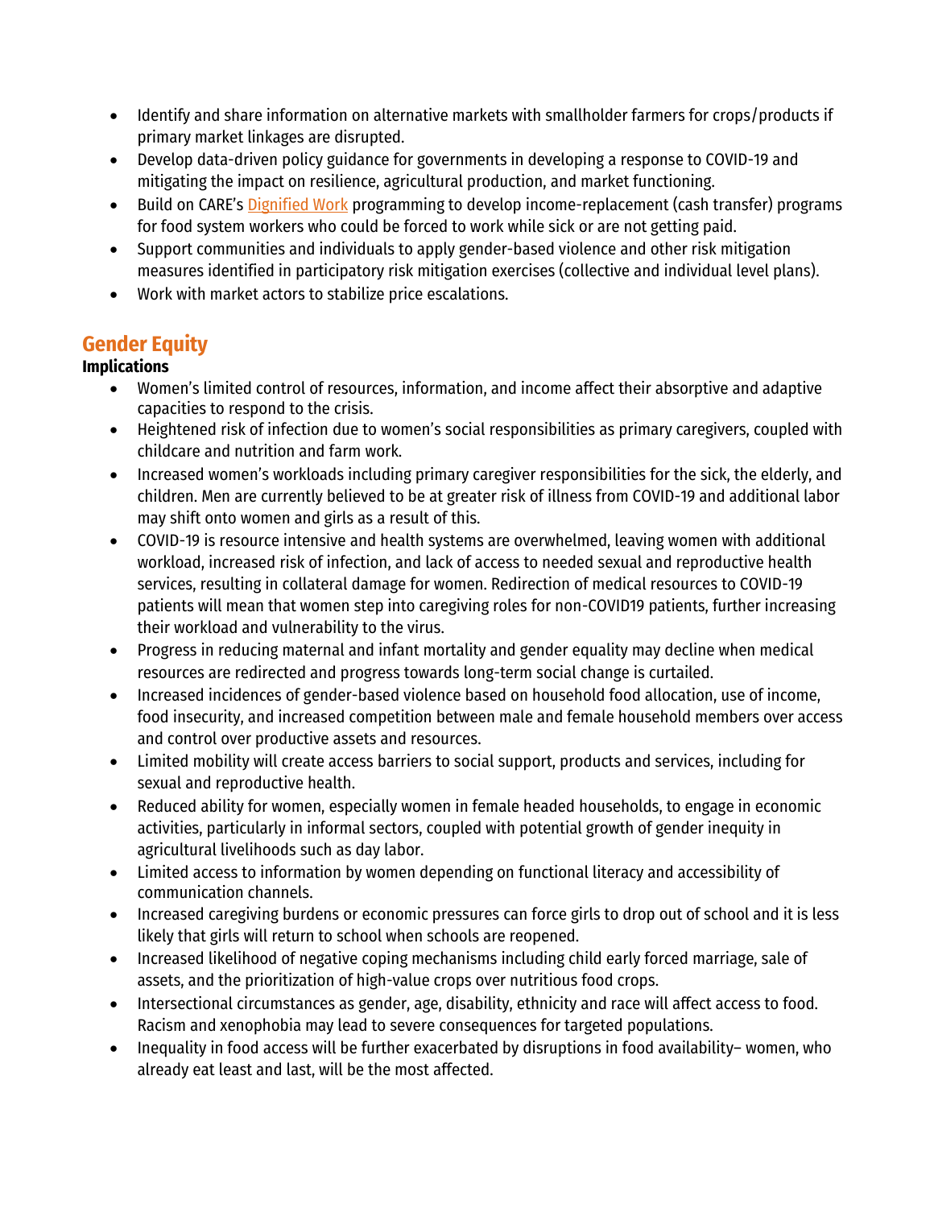- Identify and share information on alternative markets with smallholder farmers for crops/products if primary market linkages are disrupted.
- Develop data-driven policy guidance for governments in developing a response to COVID-19 and mitigating the impact on resilience, agricultural production, and market functioning.
- Build on CARE's Dignified Work programming to develop income-replacement (cash transfer) programs for food system workers who could be forced to work while sick or are not getting paid.
- Support communities and individuals to apply gender-based violence and other risk mitigation measures identified in participatory risk mitigation exercises (collective and individual level plans).
- Work with market actors to stabilize price escalations.

## Gender Equity

**Implications**

- Women's limited control of resources, information, and income affect their absorptive and adaptive capacities to respond to the crisis.
- Heightened risk of infection due to women's social responsibilities as primary caregivers, coupled with childcare and nutrition and farm work.
- Increased women's workloads including primary caregiver responsibilities for the sick, the elderly, and children. Men are currently believed to be at greater risk of illness from COVID-19 and additional labor may shift onto women and girls as a result of this.
- COVID-19 is resource intensive and health systems are overwhelmed, leaving women with additional workload, increased risk of infection, and lack of access to needed sexual and reproductive health services, resulting in collateral damage for women. Redirection of medical resources to COVID-19 patients will mean that women step into caregiving roles for non-COVID19 patients, further increasing their workload and vulnerability to the virus.
- Progress in reducing maternal and infant mortality and gender equality may decline when medical resources are redirected and progress towards long-term social change is curtailed.
- Increased incidences of gender-based violence based on household food allocation, use of income, food insecurity, and increased competition between male and female household members over access and control over productive assets and resources.
- Limited mobility will create access barriers to social support, products and services, including for sexual and reproductive health.
- Reduced ability for women, especially women in female headed households, to engage in economic activities, particularly in informal sectors, coupled with potential growth of gender inequity in agricultural livelihoods such as day labor.
- Limited access to information by women depending on functional literacy and accessibility of communication channels.
- Increased caregiving burdens or economic pressures can force girls to drop out of school and it is less likely that girls will return to school when schools are reopened.
- Increased likelihood of negative coping mechanisms including child early forced marriage, sale of assets, and the prioritization of high-value crops over nutritious food crops.
- Intersectional circumstances as gender, age, disability, ethnicity and race will affect access to food. Racism and xenophobia may lead to severe consequences for targeted populations.
- Inequality in food access will be further exacerbated by disruptions in food availability– women, who already eat least and last, will be the most affected.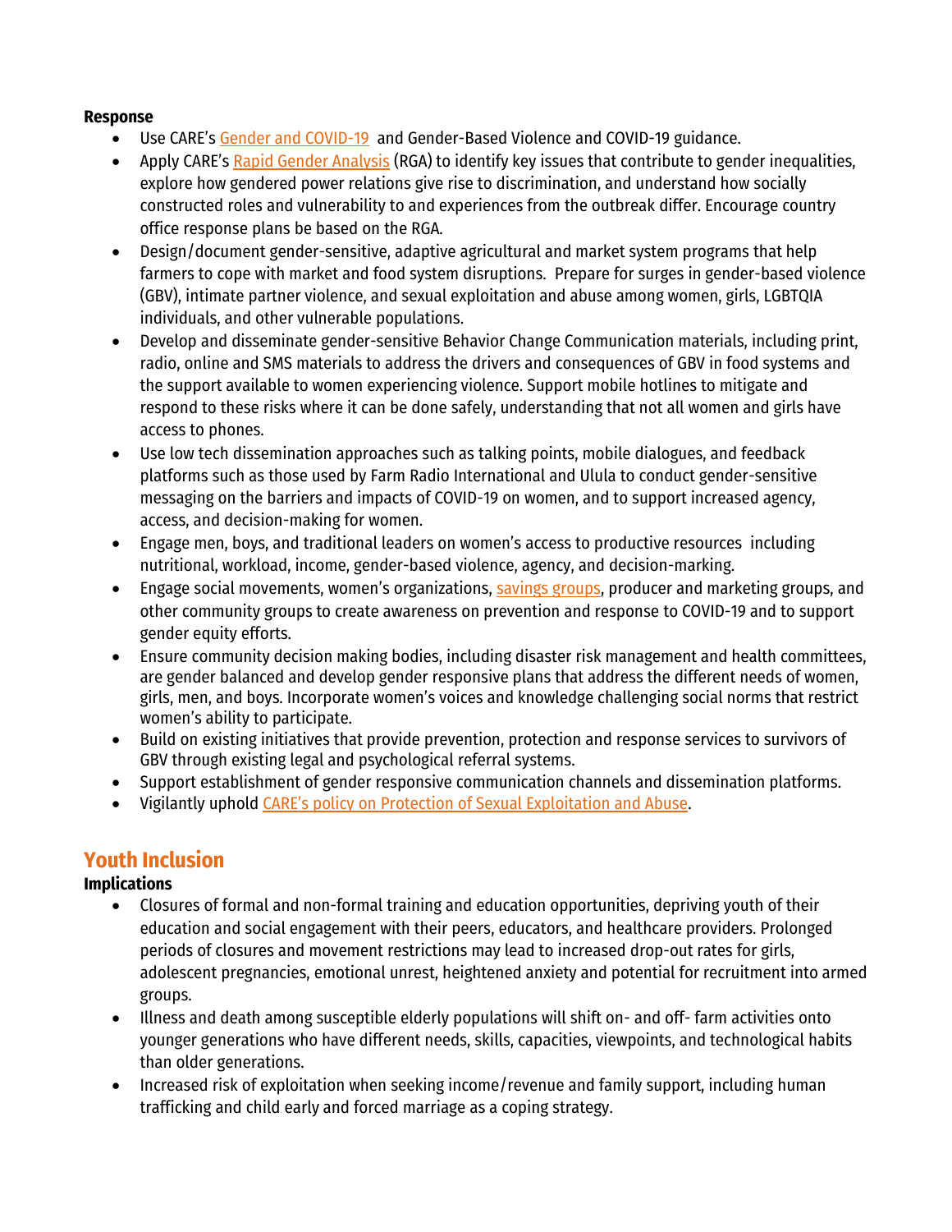**Response**

- Use CARE's Gender and COVID-19 and Gender-Based Violence and COVID-19 guidance.
- Apply CARE's Rapid Gender Analysis (RGA) to identify key issues that contribute to gender inequalities, explore how gendered power relations give rise to discrimination, and understand how socially constructed roles and vulnerability to and experiences from the outbreak differ. Encourage country office response plans be based on the RGA.
- Design/document gender-sensitive, adaptive agricultural and market system programs that help farmers to cope with market and food system disruptions. Prepare for surges in gender-based violence (GBV), intimate partner violence, and sexual exploitation and abuse among women, girls, LGBTQIA individuals, and other vulnerable populations.
- Develop and disseminate gender-sensitive Behavior Change Communication materials, including print, radio, online and SMS materials to address the drivers and consequences of GBV in food systems and the support available to women experiencing violence. Support mobile hotlines to mitigate and respond to these risks where it can be done safely, understanding that not all women and girls have access to phones.
- Use low tech dissemination approaches such as talking points, mobile dialogues, and feedback platforms such as those used by Farm Radio International and Ulula to conduct gender-sensitive messaging on the barriers and impacts of COVID-19 on women, and to support increased agency, access, and decision-making for women.
- Engage men, boys, and traditional leaders on women's access to productive resources including nutritional, workload, income, gender-based violence, agency, and decision-marking.
- Engage social movements, women's organizations, savings groups, producer and marketing groups, and other community groups to create awareness on prevention and response to COVID-19 and to support gender equity efforts.
- Ensure community decision making bodies, including disaster risk management and health committees, are gender balanced and develop gender responsive plans that address the different needs of women, girls, men, and boys. Incorporate women's voices and knowledge challenging social norms that restrict women's ability to participate.
- Build on existing initiatives that provide prevention, protection and response services to survivors of GBV through existing legal and psychological referral systems.
- Support establishment of gender responsive communication channels and dissemination platforms.
- Vigilantly uphold CARE's policy on Protection of Sexual Exploitation and Abuse.

## Youth Inclusion

**Implications**

- Closures of formal and non-formal training and education opportunities, depriving youth of their education and social engagement with their peers, educators, and healthcare providers. Prolonged periods of closures and movement restrictions may lead to increased drop-out rates for girls, adolescent pregnancies, emotional unrest, heightened anxiety and potential for recruitment into armed groups.
- Illness and death among susceptible elderly populations will shift on- and off- farm activities onto younger generations who have different needs, skills, capacities, viewpoints, and technological habits than older generations.
- Increased risk of exploitation when seeking income/revenue and family support, including human trafficking and child early and forced marriage as a coping strategy.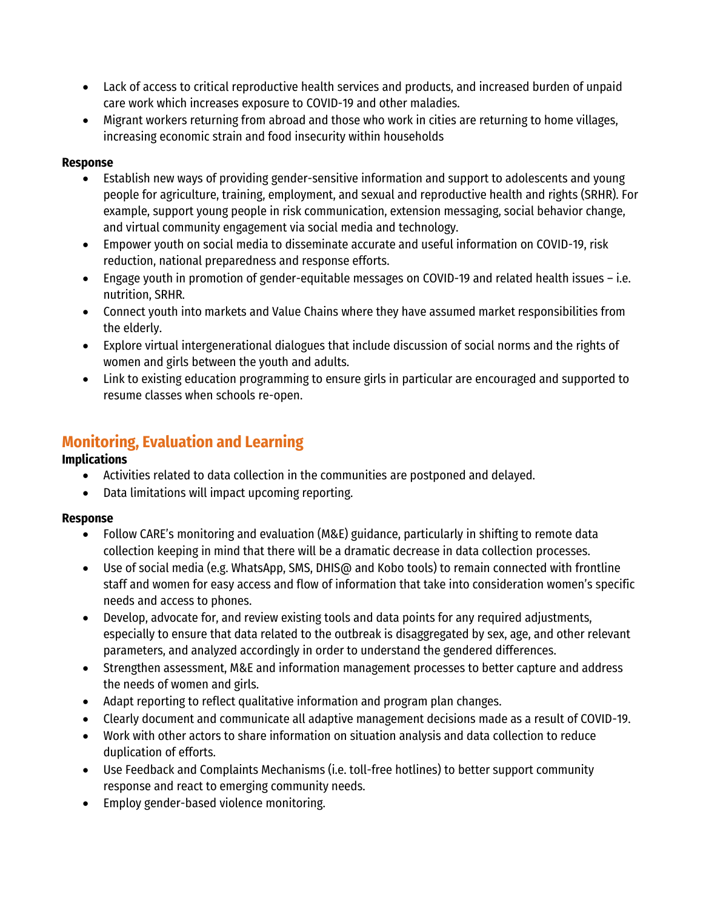- Lack of access to critical reproductive health services and products, and increased burden of unpaid care work which increases exposure to COVID-19 and other maladies.
- Migrant workers returning from abroad and those who work in cities are returning to home villages, increasing economic strain and food insecurity within households

**Response**

- Establish new ways of providing gender-sensitive information and support to adolescents and young people for agriculture, training, employment, and sexual and reproductive health and rights (SRHR). For example, support young people in risk communication, extension messaging, social behavior change, and virtual community engagement via social media and technology.
- Empower youth on social media to disseminate accurate and useful information on COVID-19, risk reduction, national preparedness and response efforts.
- Engage youth in promotion of gender-equitable messages on COVID-19 and related health issues – i.e. nutrition, SRHR.
- Connect youth into markets and Value Chains where they have assumed market responsibilities from the elderly.
- Explore virtual intergenerational dialogues that include discussion of social norms and the rights of women and girls between the youth and adults.
- Link to existing education programming to ensure girls in particular are encouraged and supported to resume classes when schools re-open.

## Monitoring, Evaluation and Learning

**Implications**

- Activities related to data collection in the communities are postponed and delayed.
- Data limitations will impact upcoming reporting.

**Response**

- Follow CARE's monitoring and evaluation (M&E) guidance, particularly in shifting to remote data collection keeping in mind that there will be a dramatic decrease in data collection processes.
- Use of social media (e.g. WhatsApp, SMS, DHIS@ and Kobo tools) to remain connected with frontline staff and women for easy access and flow of information that take into consideration women's specific needs and access to phones.
- Develop, advocate for, and review existing tools and data points for any required adjustments, especially to ensure that data related to the outbreak is disaggregated by sex, age, and other relevant parameters, and analyzed accordingly in order to understand the gendered differences.
- Strengthen assessment, M&E and information management processes to better capture and address the needs of women and girls.
- Adapt reporting to reflect qualitative information and program plan changes.
- Clearly document and communicate all adaptive management decisions made as a result of COVID-19.
- Work with other actors to share information on situation analysis and data collection to reduce duplication of efforts.
- Use Feedback and Complaints Mechanisms (i.e. toll-free hotlines) to better support community response and react to emerging community needs.
- Employ gender-based violence monitoring.